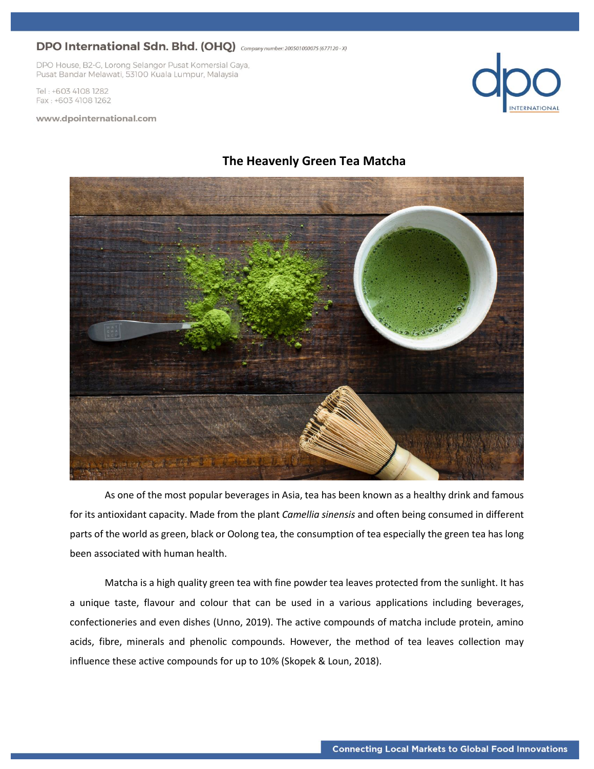DPO International Sdn. Bhd. (OHQ) *Company number: 200501000075 (677120 - X)*

DPO House, B2-G, Lorong Selangor Pusat Komersial Gaya,
Pusat Bandar Melawati, 53100 Kuala Lumpur, Malaysia

Tel : +603 4108 1282
Fax : +603 4108 1262

www.dpointernational.com

# The Heavenly Green Tea Matcha

As one of the most popular beverages in Asia, tea has been known as a healthy drink and famous for its antioxidant capacity. Made from the plant *Camellia sinensis* and often being consumed in different parts of the world as green, black or Oolong tea, the consumption of tea especially the green tea has long been associated with human health.

Matcha is a high quality green tea with fine powder tea leaves protected from the sunlight. It has a unique taste, flavour and colour that can be used in a various applications including beverages, confectioneries and even dishes (Unno, 2019). The active compounds of matcha include protein, amino acids, fibre, minerals and phenolic compounds. However, the method of tea leaves collection may influence these active compounds for up to 10% (Skopek & Loun, 2018).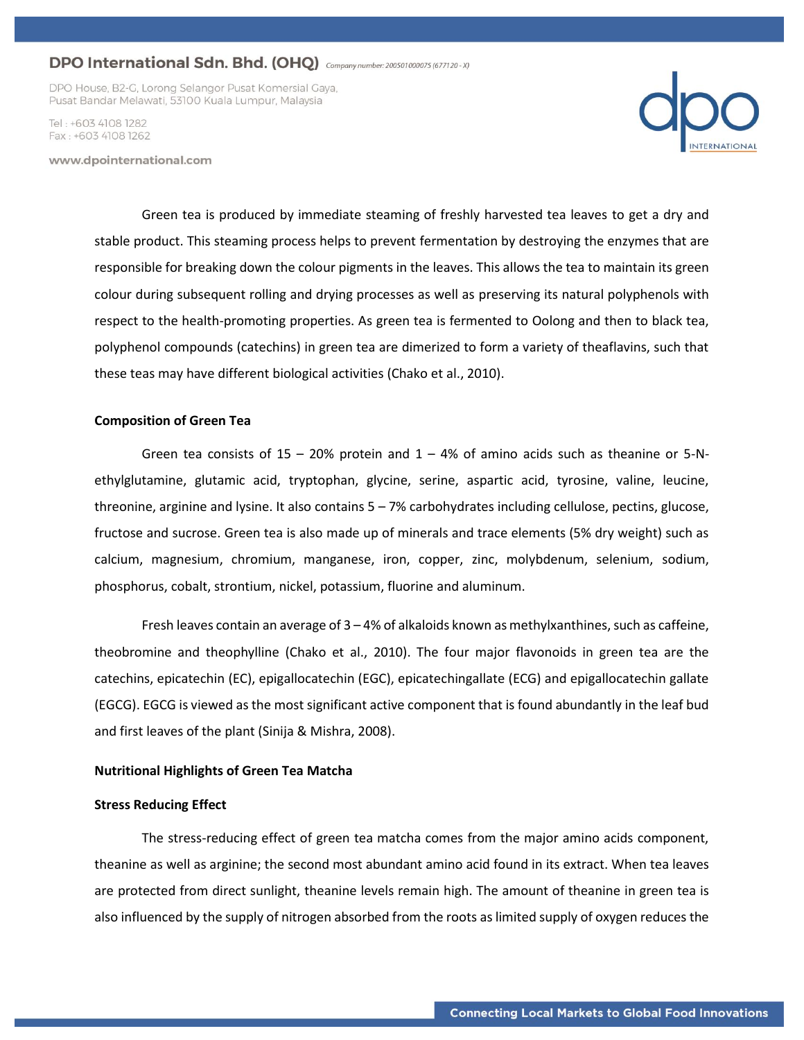Green tea is produced by immediate steaming of freshly harvested tea leaves to get a dry and stable product. This steaming process helps to prevent fermentation by destroying the enzymes that are responsible for breaking down the colour pigments in the leaves. This allows the tea to maintain its green colour during subsequent rolling and drying processes as well as preserving its natural polyphenols with respect to the health-promoting properties. As green tea is fermented to Oolong and then to black tea, polyphenol compounds (catechins) in green tea are dimerized to form a variety of theaflavins, such that these teas may have different biological activities (Chako et al., 2010).

**Composition of Green Tea**

Green tea consists of 15 – 20% protein and 1 – 4% of amino acids such as theanine or 5-N-ethylglutamine, glutamic acid, tryptophan, glycine, serine, aspartic acid, tyrosine, valine, leucine, threonine, arginine and lysine. It also contains 5 – 7% carbohydrates including cellulose, pectins, glucose, fructose and sucrose. Green tea is also made up of minerals and trace elements (5% dry weight) such as calcium, magnesium, chromium, manganese, iron, copper, zinc, molybdenum, selenium, sodium, phosphorus, cobalt, strontium, nickel, potassium, fluorine and aluminum.

Fresh leaves contain an average of 3 – 4% of alkaloids known as methylxanthines, such as caffeine, theobromine and theophylline (Chako et al., 2010). The four major flavonoids in green tea are the catechins, epicatechin (EC), epigallocatechin (EGC), epicatechingallate (ECG) and epigallocatechin gallate (EGCG). EGCG is viewed as the most significant active component that is found abundantly in the leaf bud and first leaves of the plant (Sinija & Mishra, 2008).

**Nutritional Highlights of Green Tea Matcha**

**Stress Reducing Effect**

The stress-reducing effect of green tea matcha comes from the major amino acids component, theanine as well as arginine; the second most abundant amino acid found in its extract. When tea leaves are protected from direct sunlight, theanine levels remain high. The amount of theanine in green tea is also influenced by the supply of nitrogen absorbed from the roots as limited supply of oxygen reduces the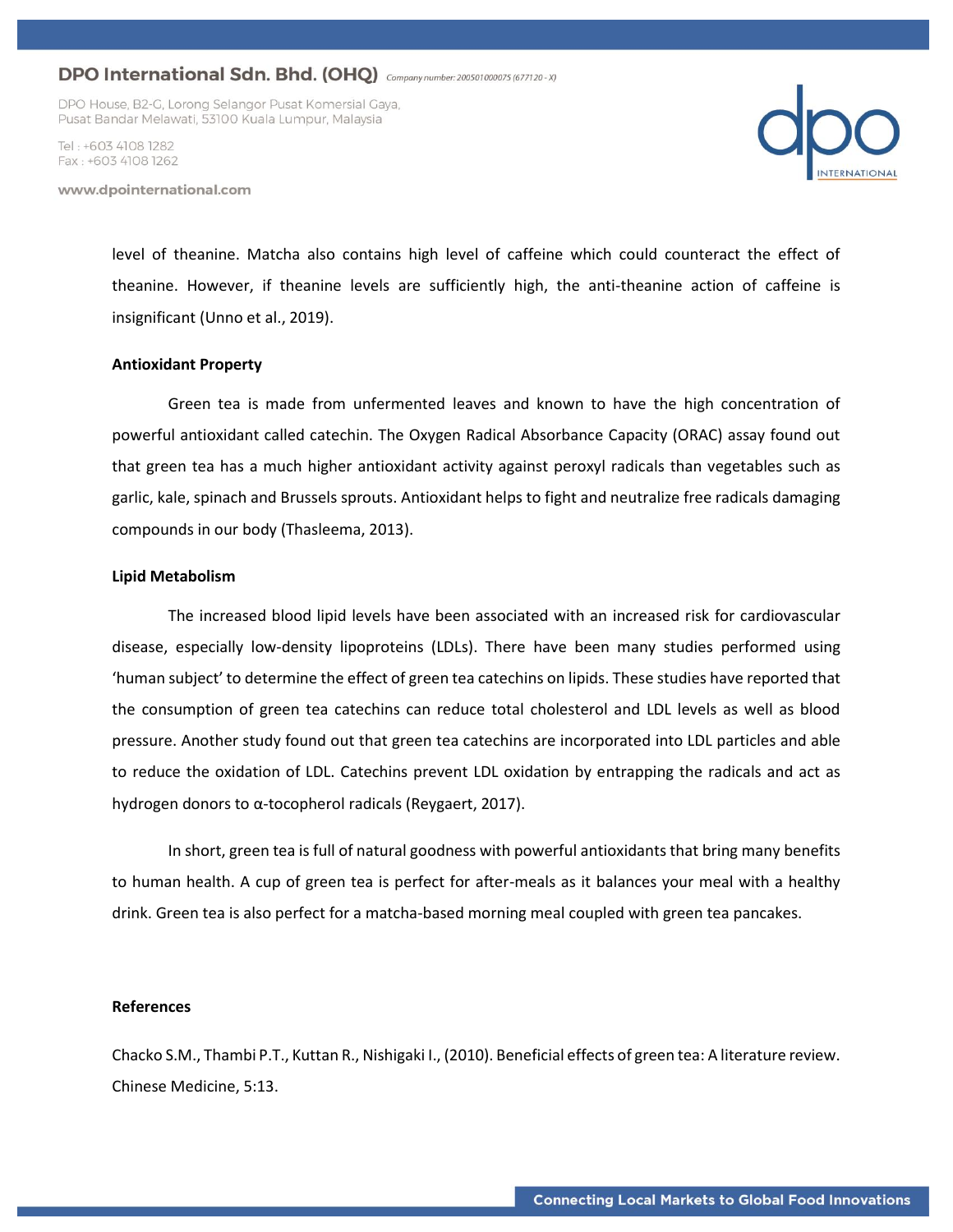level of theanine. Matcha also contains high level of caffeine which could counteract the effect of theanine. However, if theanine levels are sufficiently high, the anti-theanine action of caffeine is insignificant (Unno et al., 2019).

**Antioxidant Property**

Green tea is made from unfermented leaves and known to have the high concentration of powerful antioxidant called catechin. The Oxygen Radical Absorbance Capacity (ORAC) assay found out that green tea has a much higher antioxidant activity against peroxyl radicals than vegetables such as garlic, kale, spinach and Brussels sprouts. Antioxidant helps to fight and neutralize free radicals damaging compounds in our body (Thasleema, 2013).

**Lipid Metabolism**

The increased blood lipid levels have been associated with an increased risk for cardiovascular disease, especially low-density lipoproteins (LDLs). There have been many studies performed using 'human subject' to determine the effect of green tea catechins on lipids. These studies have reported that the consumption of green tea catechins can reduce total cholesterol and LDL levels as well as blood pressure. Another study found out that green tea catechins are incorporated into LDL particles and able to reduce the oxidation of LDL. Catechins prevent LDL oxidation by entrapping the radicals and act as hydrogen donors to α-tocopherol radicals (Reygaert, 2017).

In short, green tea is full of natural goodness with powerful antioxidants that bring many benefits to human health. A cup of green tea is perfect for after-meals as it balances your meal with a healthy drink. Green tea is also perfect for a matcha-based morning meal coupled with green tea pancakes.

**References**

Chacko S.M., Thambi P.T., Kuttan R., Nishigaki I., (2010). Beneficial effects of green tea: A literature review. Chinese Medicine, 5:13.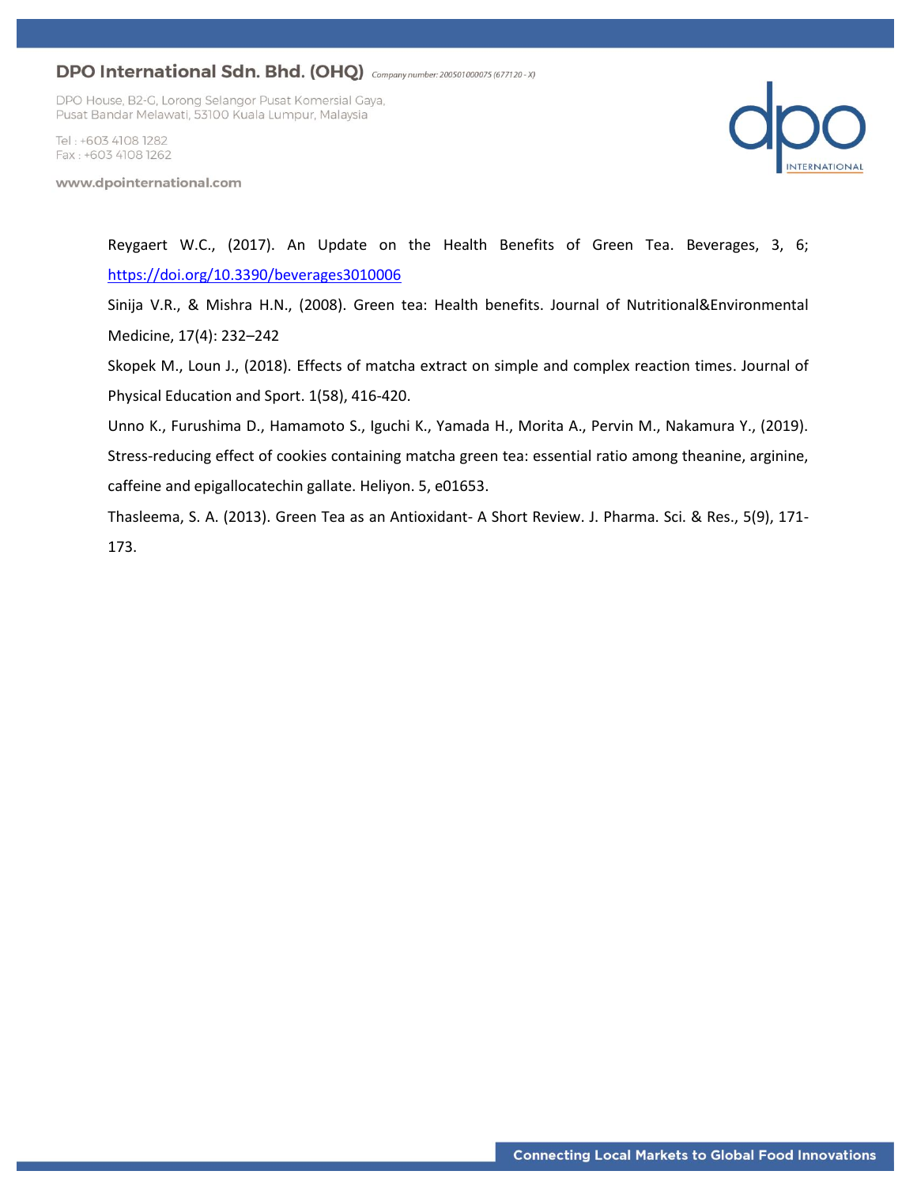Reygaert W.C., (2017). An Update on the Health Benefits of Green Tea. Beverages, 3, 6; https://doi.org/10.3390/beverages3010006

Sinija V.R., & Mishra H.N., (2008). Green tea: Health benefits. Journal of Nutritional&Environmental Medicine, 17(4): 232–242

Skopek M., Loun J., (2018). Effects of matcha extract on simple and complex reaction times. Journal of Physical Education and Sport. 1(58), 416-420.

Unno K., Furushima D., Hamamoto S., Iguchi K., Yamada H., Morita A., Pervin M., Nakamura Y., (2019). Stress-reducing effect of cookies containing matcha green tea: essential ratio among theanine, arginine, caffeine and epigallocatechin gallate. Heliyon. 5, e01653.

Thasleema, S. A. (2013). Green Tea as an Antioxidant- A Short Review. J. Pharma. Sci. & Res., 5(9), 171-173.